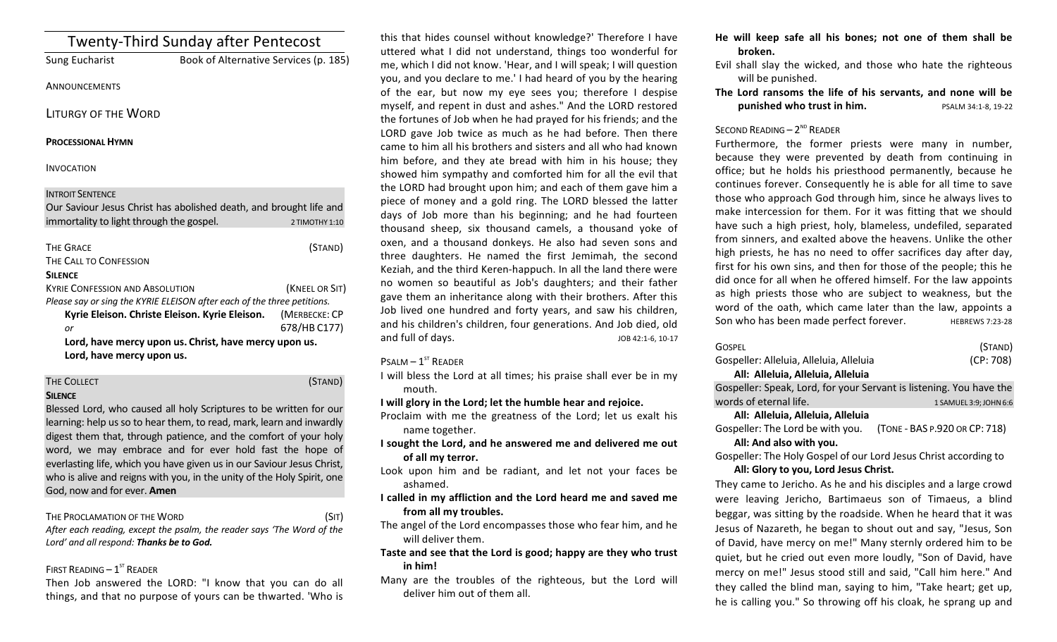# Twenty-Third Sunday after Pentecost

Sung Eucharist — Book of Alternative Services (p. 185)

ANNOUNCEMENTS

## LITURGY OF THE WORD

**PROCESSIONAL HYMN**

INVOCATION

INTROIT SENTENCE

Our Saviour Jesus Christ has abolished death, and brought life and immortality to light through the gospel. — 2 TIMOTHY 1:10

THE GRACE (STAND)

THE CALL TO CONFESSION

**SILENCE**

KYRIE CONFESSION AND ABSOLUTION (KNEEL OR SIT)

*Please say or sing the KYRIE ELEISON after each of the three petitions.*

**Kyrie Eleison. Christe Eleison. Kyrie Eleison.** (MERBECKE: CP 678/HB C177)

*or*

**Lord, have mercy upon us. Christ, have mercy upon us. Lord, have mercy upon us.**

THE COLLECT (STAND)

**SILENCE**

Blessed Lord, who caused all holy Scriptures to be written for our learning: help us so to hear them, to read, mark, learn and inwardly digest them that, through patience, and the comfort of your holy word, we may embrace and for ever hold fast the hope of everlasting life, which you have given us in our Saviour Jesus Christ, who is alive and reigns with you, in the unity of the Holy Spirit, one God, now and for ever. **Amen**

THE PROCLAMATION OF THE WORD (SIT)

*After each reading, except the psalm, the reader says 'The Word of the Lord' and all respond:* ***Thanks be to God.***

FIRST READING – 1ST READER

Then Job answered the LORD: "I know that you can do all things, and that no purpose of yours can be thwarted. 'Who is this that hides counsel without knowledge?' Therefore I have uttered what I did not understand, things too wonderful for me, which I did not know. 'Hear, and I will speak; I will question you, and you declare to me.' I had heard of you by the hearing of the ear, but now my eye sees you; therefore I despise myself, and repent in dust and ashes." And the LORD restored the fortunes of Job when he had prayed for his friends; and the LORD gave Job twice as much as he had before. Then there came to him all his brothers and sisters and all who had known him before, and they ate bread with him in his house; they showed him sympathy and comforted him for all the evil that the LORD had brought upon him; and each of them gave him a piece of money and a gold ring. The LORD blessed the latter days of Job more than his beginning; and he had fourteen thousand sheep, six thousand camels, a thousand yoke of oxen, and a thousand donkeys. He also had seven sons and three daughters. He named the first Jemimah, the second Keziah, and the third Keren-happuch. In all the land there were no women so beautiful as Job's daughters; and their father gave them an inheritance along with their brothers. After this Job lived one hundred and forty years, and saw his children, and his children's children, four generations. And Job died, old and full of days. — JOB 42:1-6, 10-17

PSALM – 1ST READER

I will bless the Lord at all times; his praise shall ever be in my mouth.

**I will glory in the Lord; let the humble hear and rejoice.**

Proclaim with me the greatness of the Lord; let us exalt his name together.

**I sought the Lord, and he answered me and delivered me out of all my terror.**

Look upon him and be radiant, and let not your faces be ashamed.

**I called in my affliction and the Lord heard me and saved me from all my troubles.**

The angel of the Lord encompasses those who fear him, and he will deliver them.

**Taste and see that the Lord is good; happy are they who trust in him!**

Many are the troubles of the righteous, but the Lord will deliver him out of them all.

**He will keep safe all his bones; not one of them shall be broken.**

Evil shall slay the wicked, and those who hate the righteous will be punished.

**The Lord ransoms the life of his servants, and none will be punished who trust in him.** — PSALM 34:1-8, 19-22

SECOND READING – 2ND READER

Furthermore, the former priests were many in number, because they were prevented by death from continuing in office; but he holds his priesthood permanently, because he continues forever. Consequently he is able for all time to save those who approach God through him, since he always lives to make intercession for them. For it was fitting that we should have such a high priest, holy, blameless, undefiled, separated from sinners, and exalted above the heavens. Unlike the other high priests, he has no need to offer sacrifices day after day, first for his own sins, and then for those of the people; this he did once for all when he offered himself. For the law appoints as high priests those who are subject to weakness, but the word of the oath, which came later than the law, appoints a Son who has been made perfect forever. — HEBREWS 7:23-28

GOSPEL (STAND)

Gospeller: Alleluia, Alleluia, Alleluia (CP: 708)

**All: Alleluia, Alleluia, Alleluia**

Gospeller: Speak, Lord, for your Servant is listening. You have the words of eternal life. — 1 SAMUEL 3:9; JOHN 6:6

**All: Alleluia, Alleluia, Alleluia**

Gospeller: The Lord be with you. (TONE - BAS P.920 OR CP: 718)

**All: And also with you.**

Gospeller: The Holy Gospel of our Lord Jesus Christ according to

**All: Glory to you, Lord Jesus Christ.**

They came to Jericho. As he and his disciples and a large crowd were leaving Jericho, Bartimaeus son of Timaeus, a blind beggar, was sitting by the roadside. When he heard that it was Jesus of Nazareth, he began to shout out and say, "Jesus, Son of David, have mercy on me!" Many sternly ordered him to be quiet, but he cried out even more loudly, "Son of David, have mercy on me!" Jesus stood still and said, "Call him here." And they called the blind man, saying to him, "Take heart; get up, he is calling you." So throwing off his cloak, he sprang up and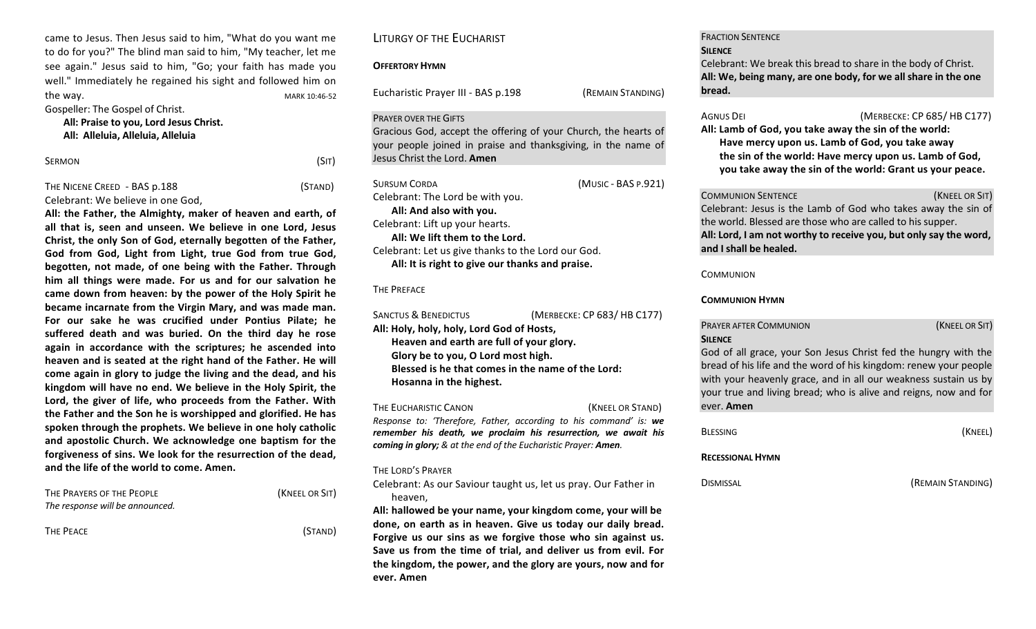came to Jesus. Then Jesus said to him, "What do you want me to do for you?" The blind man said to him, "My teacher, let me see again." Jesus said to him, "Go; your faith has made you well." Immediately he regained his sight and followed him on the way. MARK 10:46-52

Gospeller: The Gospel of Christ.

**All: Praise to you, Lord Jesus Christ.**

**All: Alleluia, Alleluia, Alleluia**

SERMON (SIT)

THE NICENE CREED - BAS p.188 (STAND)

Celebrant: We believe in one God,

**All: the Father, the Almighty, maker of heaven and earth, of all that is, seen and unseen. We believe in one Lord, Jesus Christ, the only Son of God, eternally begotten of the Father, God from God, Light from Light, true God from true God, begotten, not made, of one being with the Father. Through him all things were made. For us and for our salvation he came down from heaven: by the power of the Holy Spirit he became incarnate from the Virgin Mary, and was made man. For our sake he was crucified under Pontius Pilate; he suffered death and was buried. On the third day he rose again in accordance with the scriptures; he ascended into heaven and is seated at the right hand of the Father. He will come again in glory to judge the living and the dead, and his kingdom will have no end. We believe in the Holy Spirit, the Lord, the giver of life, who proceeds from the Father. With the Father and the Son he is worshipped and glorified. He has spoken through the prophets. We believe in one holy catholic and apostolic Church. We acknowledge one baptism for the forgiveness of sins. We look for the resurrection of the dead, and the life of the world to come. Amen.**

THE PRAYERS OF THE PEOPLE (KNEEL OR SIT)

*The response will be announced.*

THE PEACE (STAND)

## LITURGY OF THE EUCHARIST

**OFFERTORY HYMN**

Eucharistic Prayer III - BAS p.198 (REMAIN STANDING)

PRAYER OVER THE GIFTS

Gracious God, accept the offering of your Church, the hearts of your people joined in praise and thanksgiving, in the name of Jesus Christ the Lord. **Amen**

SURSUM CORDA (MUSIC - BAS P.921)

Celebrant: The Lord be with you.

**All: And also with you.**

Celebrant: Lift up your hearts.

**All: We lift them to the Lord.**

Celebrant: Let us give thanks to the Lord our God.

**All: It is right to give our thanks and praise.**

THE PREFACE

SANCTUS & BENEDICTUS (MERBECKE: CP 683/ HB C177)

**All: Holy, holy, holy, Lord God of Hosts,**
**Heaven and earth are full of your glory.**
**Glory be to you, O Lord most high.**
**Blessed is he that comes in the name of the Lord:**
**Hosanna in the highest.**

THE EUCHARISTIC CANON (KNEEL OR STAND)

*Response to: 'Therefore, Father, according to his command' is:* ***we remember his death, we proclaim his resurrection, we await his coming in glory;*** *& at the end of the Eucharistic Prayer:* ***Amen****.*

THE LORD'S PRAYER

Celebrant: As our Saviour taught us, let us pray. Our Father in heaven,

**All: hallowed be your name, your kingdom come, your will be done, on earth as in heaven. Give us today our daily bread. Forgive us our sins as we forgive those who sin against us. Save us from the time of trial, and deliver us from evil. For the kingdom, the power, and the glory are yours, now and for ever. Amen**

FRACTION SENTENCE

**SILENCE**

Celebrant: We break this bread to share in the body of Christ.

**All: We, being many, are one body, for we all share in the one bread.**

AGNUS DEI (MERBECKE: CP 685/ HB C177)

**All: Lamb of God, you take away the sin of the world:**
**Have mercy upon us. Lamb of God, you take away**
**the sin of the world: Have mercy upon us. Lamb of God,**
**you take away the sin of the world: Grant us your peace.**

COMMUNION SENTENCE (KNEEL OR SIT)

Celebrant: Jesus is the Lamb of God who takes away the sin of the world. Blessed are those who are called to his supper.

**All: Lord, I am not worthy to receive you, but only say the word, and I shall be healed.**

COMMUNION

**COMMUNION HYMN**

PRAYER AFTER COMMUNION (KNEEL OR SIT)

**SILENCE**

God of all grace, your Son Jesus Christ fed the hungry with the bread of his life and the word of his kingdom: renew your people with your heavenly grace, and in all our weakness sustain us by your true and living bread; who is alive and reigns, now and for ever. **Amen**

BLESSING (KNEEL)

**RECESSIONAL HYMN**

DISMISSAL (REMAIN STANDING)